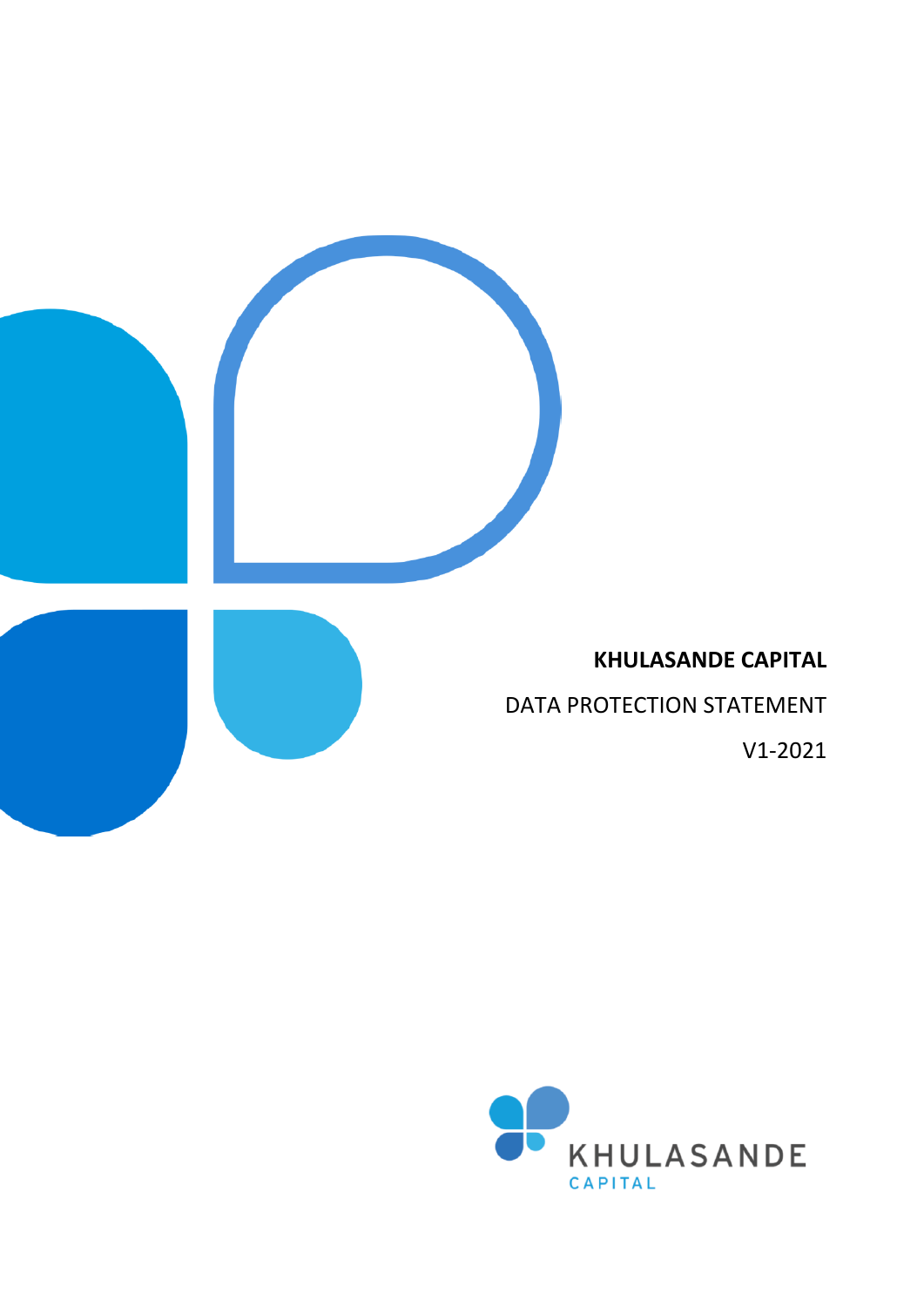**KHULASANDE CAPITAL**

DATA PROTECTION STATEMENT

V1-2021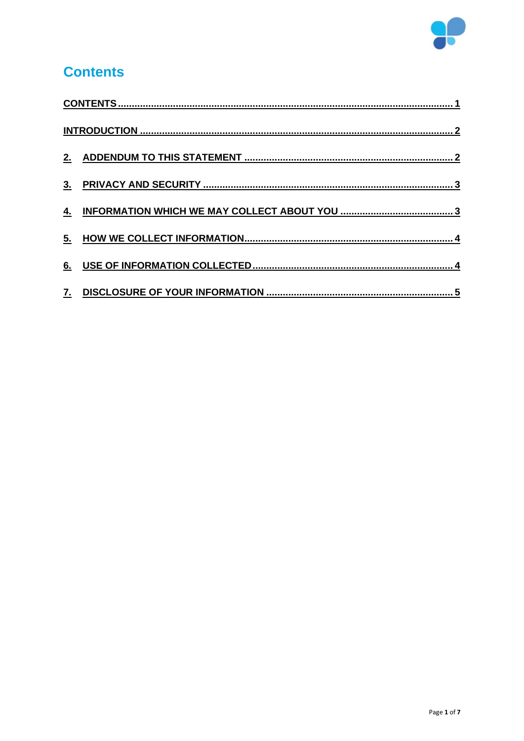# Contents

CONTENTS ........................................................................................................................ 1

INTRODUCTION ................................................................................................................ 2

2. ADDENDUM TO THIS STATEMENT ........................................................................... 2

3. PRIVACY AND SECURITY .......................................................................................... 3

4. INFORMATION WHICH WE MAY COLLECT ABOUT YOU ......................................... 3

5. HOW WE COLLECT INFORMATION........................................................................... 4

6. USE OF INFORMATION COLLECTED ........................................................................ 4

7. DISCLOSURE OF YOUR INFORMATION ................................................................... 5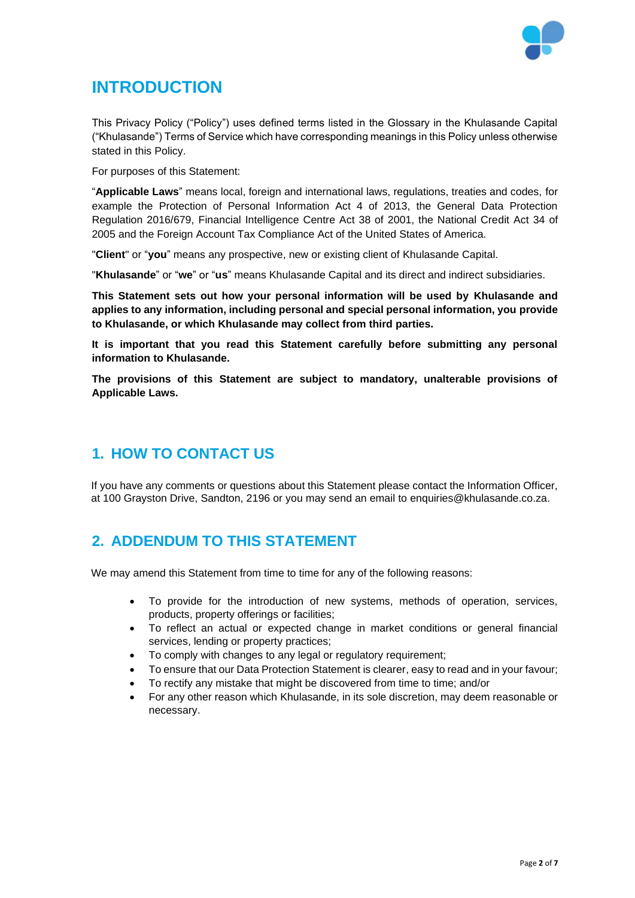# INTRODUCTION

This Privacy Policy ("Policy") uses defined terms listed in the Glossary in the Khulasande Capital ("Khulasande") Terms of Service which have corresponding meanings in this Policy unless otherwise stated in this Policy.

For purposes of this Statement:

"**Applicable Laws**" means local, foreign and international laws, regulations, treaties and codes, for example the Protection of Personal Information Act 4 of 2013, the General Data Protection Regulation 2016/679, Financial Intelligence Centre Act 38 of 2001, the National Credit Act 34 of 2005 and the Foreign Account Tax Compliance Act of the United States of America.

"**Client**" or "**you**" means any prospective, new or existing client of Khulasande Capital.

"**Khulasande**" or "**we**" or "**us**" means Khulasande Capital and its direct and indirect subsidiaries.

**This Statement sets out how your personal information will be used by Khulasande and applies to any information, including personal and special personal information, you provide to Khulasande, or which Khulasande may collect from third parties.**

**It is important that you read this Statement carefully before submitting any personal information to Khulasande.**

**The provisions of this Statement are subject to mandatory, unalterable provisions of Applicable Laws.**

## 1. HOW TO CONTACT US

If you have any comments or questions about this Statement please contact the Information Officer, at 100 Grayston Drive, Sandton, 2196 or you may send an email to enquiries@khulasande.co.za.

## 2. ADDENDUM TO THIS STATEMENT

We may amend this Statement from time to time for any of the following reasons:

- To provide for the introduction of new systems, methods of operation, services, products, property offerings or facilities;
- To reflect an actual or expected change in market conditions or general financial services, lending or property practices;
- To comply with changes to any legal or regulatory requirement;
- To ensure that our Data Protection Statement is clearer, easy to read and in your favour;
- To rectify any mistake that might be discovered from time to time; and/or
- For any other reason which Khulasande, in its sole discretion, may deem reasonable or necessary.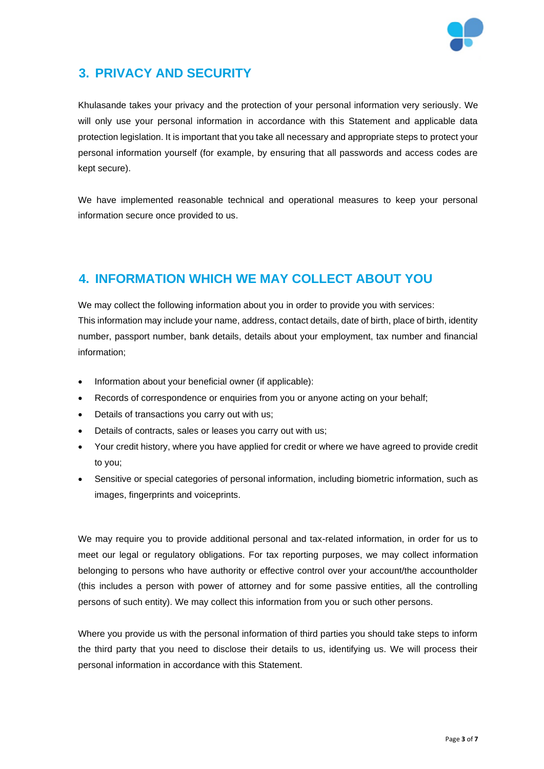## 3. PRIVACY AND SECURITY

Khulasande takes your privacy and the protection of your personal information very seriously. We will only use your personal information in accordance with this Statement and applicable data protection legislation. It is important that you take all necessary and appropriate steps to protect your personal information yourself (for example, by ensuring that all passwords and access codes are kept secure).

We have implemented reasonable technical and operational measures to keep your personal information secure once provided to us.

## 4. INFORMATION WHICH WE MAY COLLECT ABOUT YOU

We may collect the following information about you in order to provide you with services:
This information may include your name, address, contact details, date of birth, place of birth, identity number, passport number, bank details, details about your employment, tax number and financial information;

- Information about your beneficial owner (if applicable):
- Records of correspondence or enquiries from you or anyone acting on your behalf;
- Details of transactions you carry out with us;
- Details of contracts, sales or leases you carry out with us;
- Your credit history, where you have applied for credit or where we have agreed to provide credit to you;
- Sensitive or special categories of personal information, including biometric information, such as images, fingerprints and voiceprints.

We may require you to provide additional personal and tax-related information, in order for us to meet our legal or regulatory obligations. For tax reporting purposes, we may collect information belonging to persons who have authority or effective control over your account/the accountholder (this includes a person with power of attorney and for some passive entities, all the controlling persons of such entity). We may collect this information from you or such other persons.

Where you provide us with the personal information of third parties you should take steps to inform the third party that you need to disclose their details to us, identifying us. We will process their personal information in accordance with this Statement.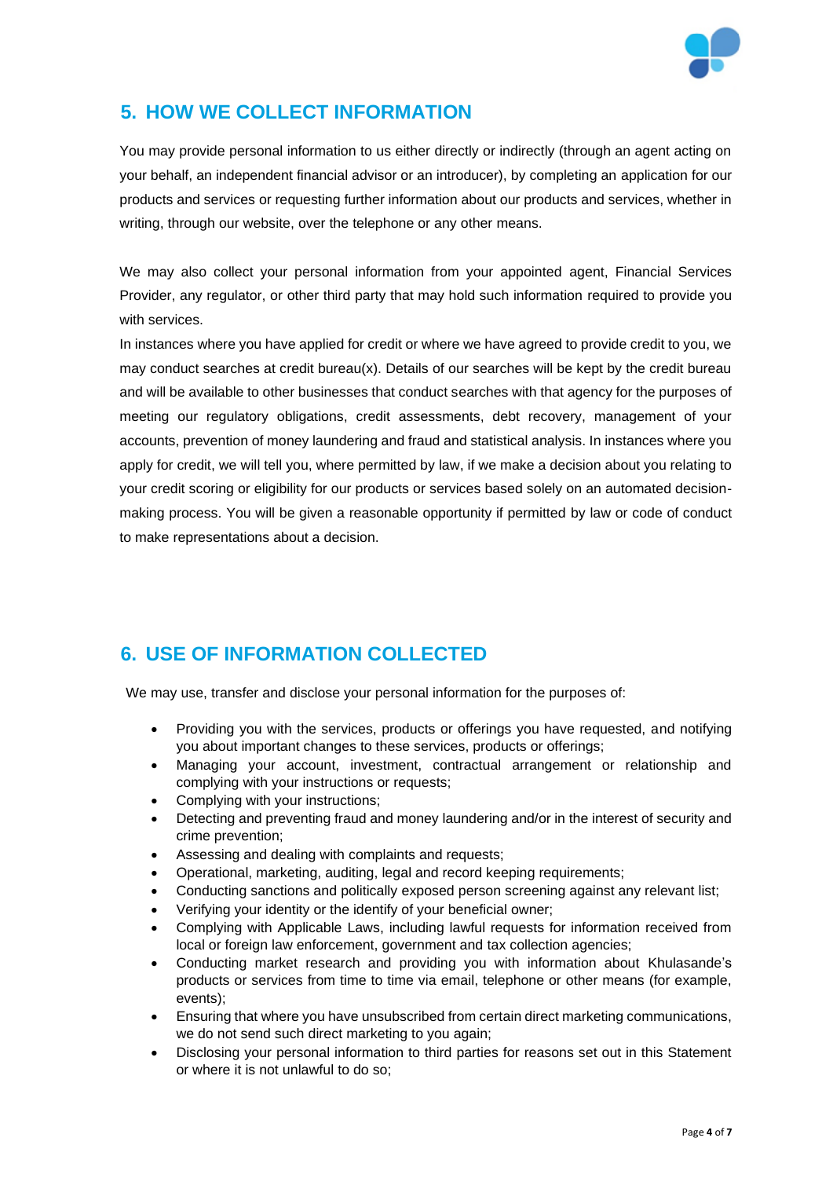## 5. HOW WE COLLECT INFORMATION

You may provide personal information to us either directly or indirectly (through an agent acting on your behalf, an independent financial advisor or an introducer), by completing an application for our products and services or requesting further information about our products and services, whether in writing, through our website, over the telephone or any other means.

We may also collect your personal information from your appointed agent, Financial Services Provider, any regulator, or other third party that may hold such information required to provide you with services.

In instances where you have applied for credit or where we have agreed to provide credit to you, we may conduct searches at credit bureau(x). Details of our searches will be kept by the credit bureau and will be available to other businesses that conduct searches with that agency for the purposes of meeting our regulatory obligations, credit assessments, debt recovery, management of your accounts, prevention of money laundering and fraud and statistical analysis. In instances where you apply for credit, we will tell you, where permitted by law, if we make a decision about you relating to your credit scoring or eligibility for our products or services based solely on an automated decision-making process. You will be given a reasonable opportunity if permitted by law or code of conduct to make representations about a decision.

## 6. USE OF INFORMATION COLLECTED

We may use, transfer and disclose your personal information for the purposes of:

- Providing you with the services, products or offerings you have requested, and notifying you about important changes to these services, products or offerings;
- Managing your account, investment, contractual arrangement or relationship and complying with your instructions or requests;
- Complying with your instructions;
- Detecting and preventing fraud and money laundering and/or in the interest of security and crime prevention;
- Assessing and dealing with complaints and requests;
- Operational, marketing, auditing, legal and record keeping requirements;
- Conducting sanctions and politically exposed person screening against any relevant list;
- Verifying your identity or the identify of your beneficial owner;
- Complying with Applicable Laws, including lawful requests for information received from local or foreign law enforcement, government and tax collection agencies;
- Conducting market research and providing you with information about Khulasande's products or services from time to time via email, telephone or other means (for example, events);
- Ensuring that where you have unsubscribed from certain direct marketing communications, we do not send such direct marketing to you again;
- Disclosing your personal information to third parties for reasons set out in this Statement or where it is not unlawful to do so;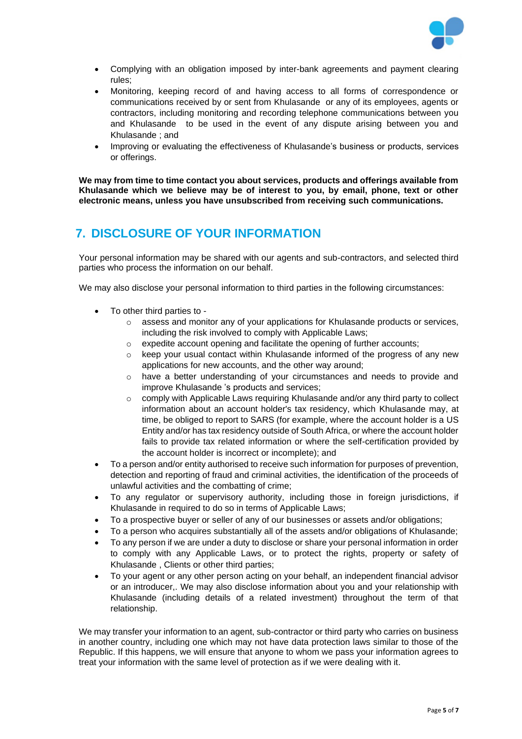- Complying with an obligation imposed by inter-bank agreements and payment clearing rules;
- Monitoring, keeping record of and having access to all forms of correspondence or communications received by or sent from Khulasande or any of its employees, agents or contractors, including monitoring and recording telephone communications between you and Khulasande to be used in the event of any dispute arising between you and Khulasande ; and
- Improving or evaluating the effectiveness of Khulasande's business or products, services or offerings.

**We may from time to time contact you about services, products and offerings available from Khulasande which we believe may be of interest to you, by email, phone, text or other electronic means, unless you have unsubscribed from receiving such communications.**

## 7. DISCLOSURE OF YOUR INFORMATION

Your personal information may be shared with our agents and sub-contractors, and selected third parties who process the information on our behalf.

We may also disclose your personal information to third parties in the following circumstances:

- To other third parties to -
  - assess and monitor any of your applications for Khulasande products or services, including the risk involved to comply with Applicable Laws;
  - expedite account opening and facilitate the opening of further accounts;
  - keep your usual contact within Khulasande informed of the progress of any new applications for new accounts, and the other way around;
  - have a better understanding of your circumstances and needs to provide and improve Khulasande 's products and services;
  - comply with Applicable Laws requiring Khulasande and/or any third party to collect information about an account holder's tax residency, which Khulasande may, at time, be obliged to report to SARS (for example, where the account holder is a US Entity and/or has tax residency outside of South Africa, or where the account holder fails to provide tax related information or where the self-certification provided by the account holder is incorrect or incomplete); and
- To a person and/or entity authorised to receive such information for purposes of prevention, detection and reporting of fraud and criminal activities, the identification of the proceeds of unlawful activities and the combatting of crime;
- To any regulator or supervisory authority, including those in foreign jurisdictions, if Khulasande in required to do so in terms of Applicable Laws;
- To a prospective buyer or seller of any of our businesses or assets and/or obligations;
- To a person who acquires substantially all of the assets and/or obligations of Khulasande;
- To any person if we are under a duty to disclose or share your personal information in order to comply with any Applicable Laws, or to protect the rights, property or safety of Khulasande , Clients or other third parties;
- To your agent or any other person acting on your behalf, an independent financial advisor or an introducer,. We may also disclose information about you and your relationship with Khulasande (including details of a related investment) throughout the term of that relationship.

We may transfer your information to an agent, sub-contractor or third party who carries on business in another country, including one which may not have data protection laws similar to those of the Republic. If this happens, we will ensure that anyone to whom we pass your information agrees to treat your information with the same level of protection as if we were dealing with it.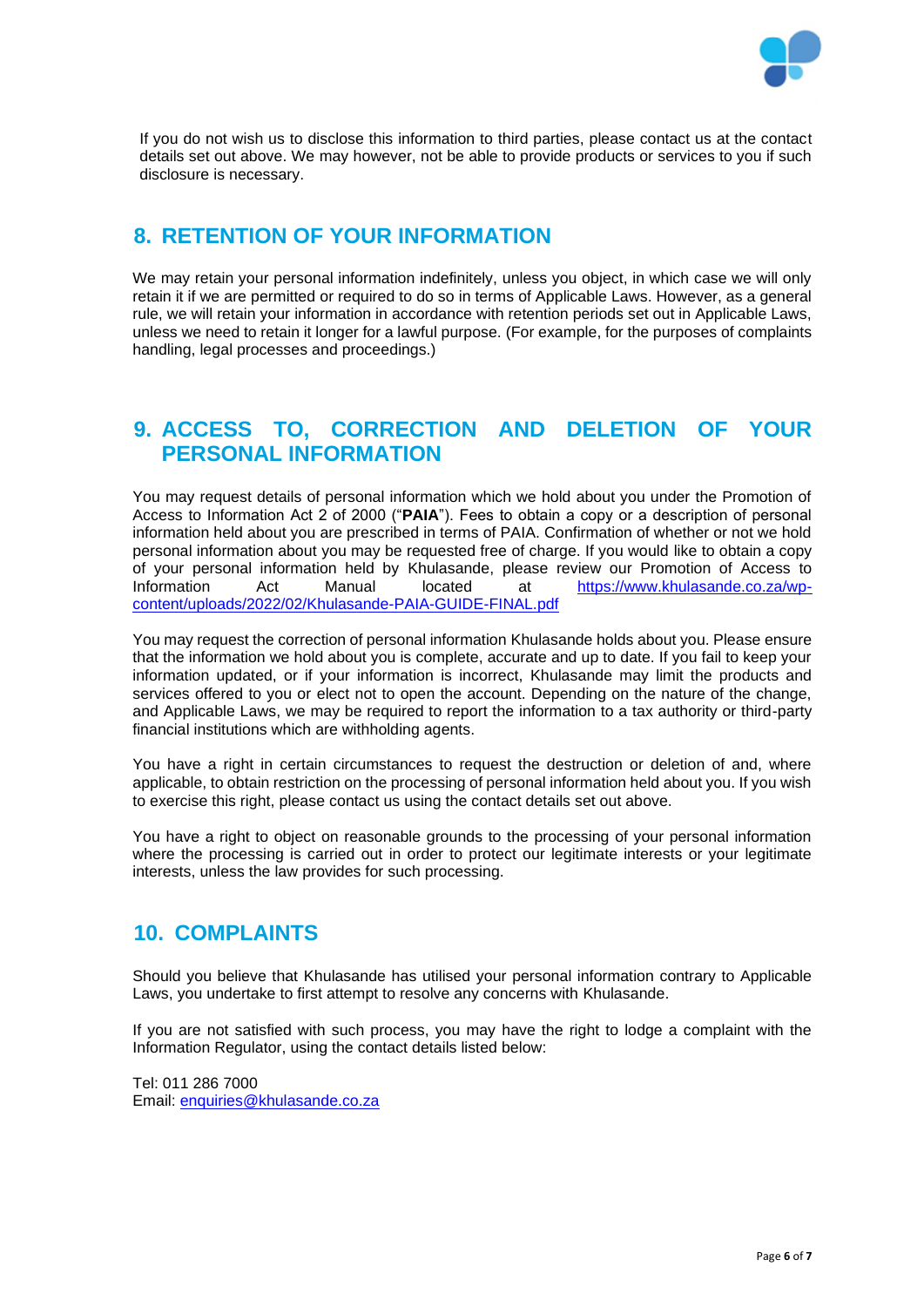If you do not wish us to disclose this information to third parties, please contact us at the contact details set out above. We may however, not be able to provide products or services to you if such disclosure is necessary.

## 8. RETENTION OF YOUR INFORMATION

We may retain your personal information indefinitely, unless you object, in which case we will only retain it if we are permitted or required to do so in terms of Applicable Laws. However, as a general rule, we will retain your information in accordance with retention periods set out in Applicable Laws, unless we need to retain it longer for a lawful purpose. (For example, for the purposes of complaints handling, legal processes and proceedings.)

## 9. ACCESS TO, CORRECTION AND DELETION OF YOUR PERSONAL INFORMATION

You may request details of personal information which we hold about you under the Promotion of Access to Information Act 2 of 2000 ("**PAIA**"). Fees to obtain a copy or a description of personal information held about you are prescribed in terms of PAIA. Confirmation of whether or not we hold personal information about you may be requested free of charge. If you would like to obtain a copy of your personal information held by Khulasande, please review our Promotion of Access to Information Act Manual located at https://www.khulasande.co.za/wp-content/uploads/2022/02/Khulasande-PAIA-GUIDE-FINAL.pdf

You may request the correction of personal information Khulasande holds about you. Please ensure that the information we hold about you is complete, accurate and up to date. If you fail to keep your information updated, or if your information is incorrect, Khulasande may limit the products and services offered to you or elect not to open the account. Depending on the nature of the change, and Applicable Laws, we may be required to report the information to a tax authority or third-party financial institutions which are withholding agents.

You have a right in certain circumstances to request the destruction or deletion of and, where applicable, to obtain restriction on the processing of personal information held about you. If you wish to exercise this right, please contact us using the contact details set out above.

You have a right to object on reasonable grounds to the processing of your personal information where the processing is carried out in order to protect our legitimate interests or your legitimate interests, unless the law provides for such processing.

## 10. COMPLAINTS

Should you believe that Khulasande has utilised your personal information contrary to Applicable Laws, you undertake to first attempt to resolve any concerns with Khulasande.

If you are not satisfied with such process, you may have the right to lodge a complaint with the Information Regulator, using the contact details listed below:

Tel: 011 286 7000
Email: enquiries@khulasande.co.za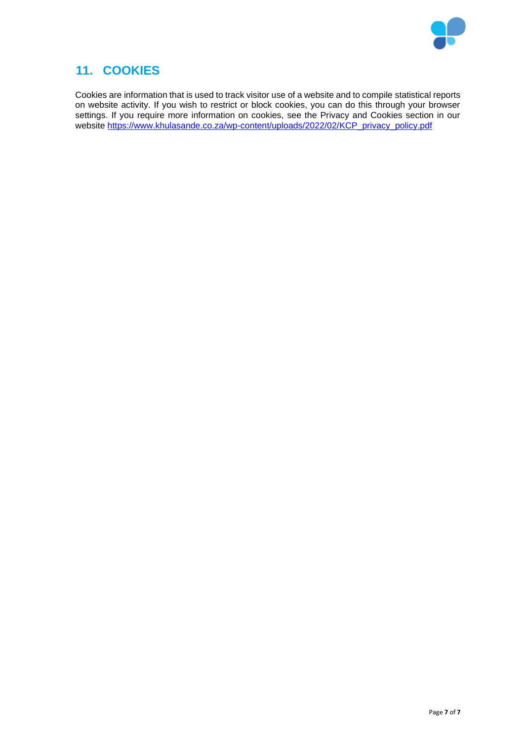## 11. COOKIES

Cookies are information that is used to track visitor use of a website and to compile statistical reports on website activity. If you wish to restrict or block cookies, you can do this through your browser settings. If you require more information on cookies, see the Privacy and Cookies section in our website https://www.khulasande.co.za/wp-content/uploads/2022/02/KCP_privacy_policy.pdf